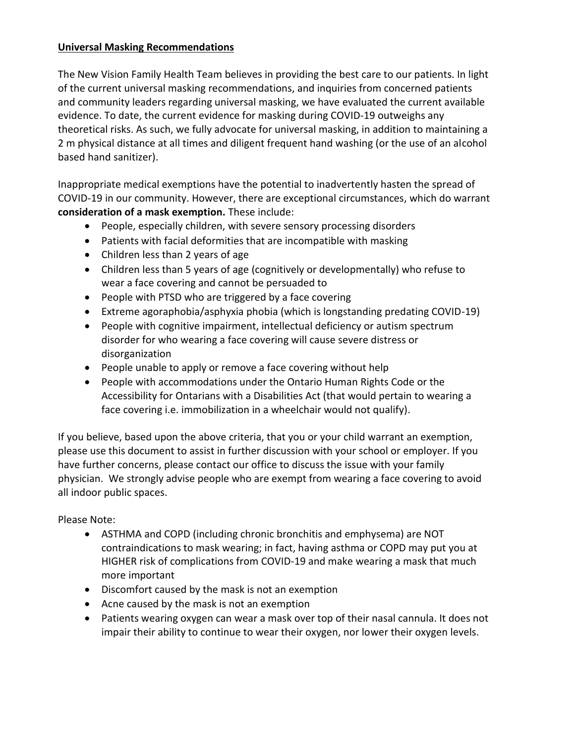**Universal Masking Recommendations**

The New Vision Family Health Team believes in providing the best care to our patients. In light of the current universal masking recommendations, and inquiries from concerned patients and community leaders regarding universal masking, we have evaluated the current available evidence. To date, the current evidence for masking during COVID-19 outweighs any theoretical risks. As such, we fully advocate for universal masking, in addition to maintaining a 2 m physical distance at all times and diligent frequent hand washing (or the use of an alcohol based hand sanitizer).

Inappropriate medical exemptions have the potential to inadvertently hasten the spread of COVID-19 in our community. However, there are exceptional circumstances, which do warrant **consideration of a mask exemption.** These include:

- People, especially children, with severe sensory processing disorders
- Patients with facial deformities that are incompatible with masking
- Children less than 2 years of age
- Children less than 5 years of age (cognitively or developmentally) who refuse to wear a face covering and cannot be persuaded to
- People with PTSD who are triggered by a face covering
- Extreme agoraphobia/asphyxia phobia (which is longstanding predating COVID-19)
- People with cognitive impairment, intellectual deficiency or autism spectrum disorder for who wearing a face covering will cause severe distress or disorganization
- People unable to apply or remove a face covering without help
- People with accommodations under the Ontario Human Rights Code or the Accessibility for Ontarians with a Disabilities Act (that would pertain to wearing a face covering i.e. immobilization in a wheelchair would not qualify).

If you believe, based upon the above criteria, that you or your child warrant an exemption, please use this document to assist in further discussion with your school or employer. If you have further concerns, please contact our office to discuss the issue with your family physician. We strongly advise people who are exempt from wearing a face covering to avoid all indoor public spaces.

Please Note:

- ASTHMA and COPD (including chronic bronchitis and emphysema) are NOT contraindications to mask wearing; in fact, having asthma or COPD may put you at HIGHER risk of complications from COVID-19 and make wearing a mask that much more important
- Discomfort caused by the mask is not an exemption
- Acne caused by the mask is not an exemption
- Patients wearing oxygen can wear a mask over top of their nasal cannula. It does not impair their ability to continue to wear their oxygen, nor lower their oxygen levels.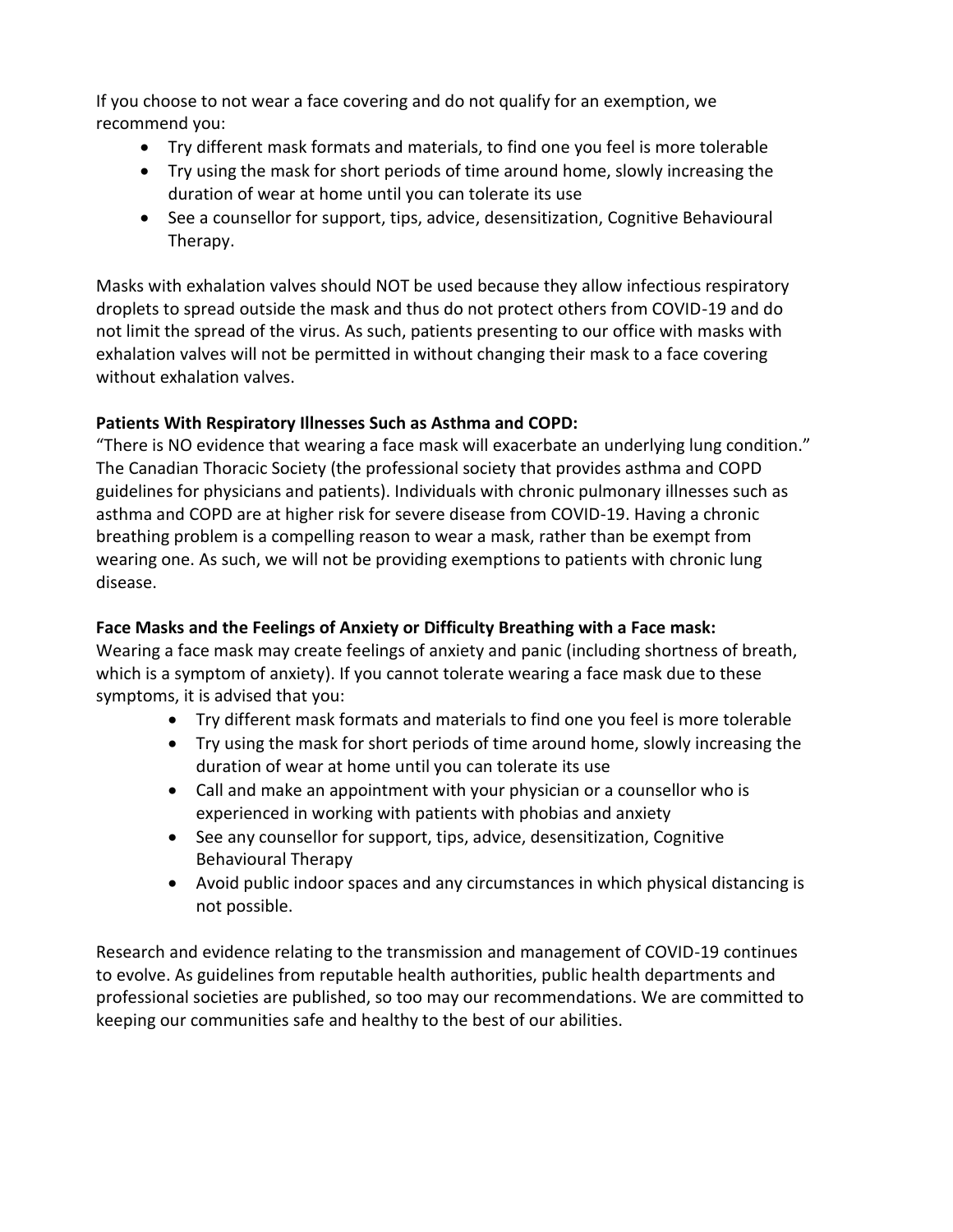If you choose to not wear a face covering and do not qualify for an exemption, we recommend you:

- Try different mask formats and materials, to find one you feel is more tolerable
- Try using the mask for short periods of time around home, slowly increasing the duration of wear at home until you can tolerate its use
- See a counsellor for support, tips, advice, desensitization, Cognitive Behavioural Therapy.

Masks with exhalation valves should NOT be used because they allow infectious respiratory droplets to spread outside the mask and thus do not protect others from COVID-19 and do not limit the spread of the virus. As such, patients presenting to our office with masks with exhalation valves will not be permitted in without changing their mask to a face covering without exhalation valves.

**Patients With Respiratory Illnesses Such as Asthma and COPD:**

"There is NO evidence that wearing a face mask will exacerbate an underlying lung condition." The Canadian Thoracic Society (the professional society that provides asthma and COPD guidelines for physicians and patients). Individuals with chronic pulmonary illnesses such as asthma and COPD are at higher risk for severe disease from COVID-19. Having a chronic breathing problem is a compelling reason to wear a mask, rather than be exempt from wearing one. As such, we will not be providing exemptions to patients with chronic lung disease.

**Face Masks and the Feelings of Anxiety or Difficulty Breathing with a Face mask:**

Wearing a face mask may create feelings of anxiety and panic (including shortness of breath, which is a symptom of anxiety). If you cannot tolerate wearing a face mask due to these symptoms, it is advised that you:

- Try different mask formats and materials to find one you feel is more tolerable
- Try using the mask for short periods of time around home, slowly increasing the duration of wear at home until you can tolerate its use
- Call and make an appointment with your physician or a counsellor who is experienced in working with patients with phobias and anxiety
- See any counsellor for support, tips, advice, desensitization, Cognitive Behavioural Therapy
- Avoid public indoor spaces and any circumstances in which physical distancing is not possible.

Research and evidence relating to the transmission and management of COVID-19 continues to evolve. As guidelines from reputable health authorities, public health departments and professional societies are published, so too may our recommendations. We are committed to keeping our communities safe and healthy to the best of our abilities.